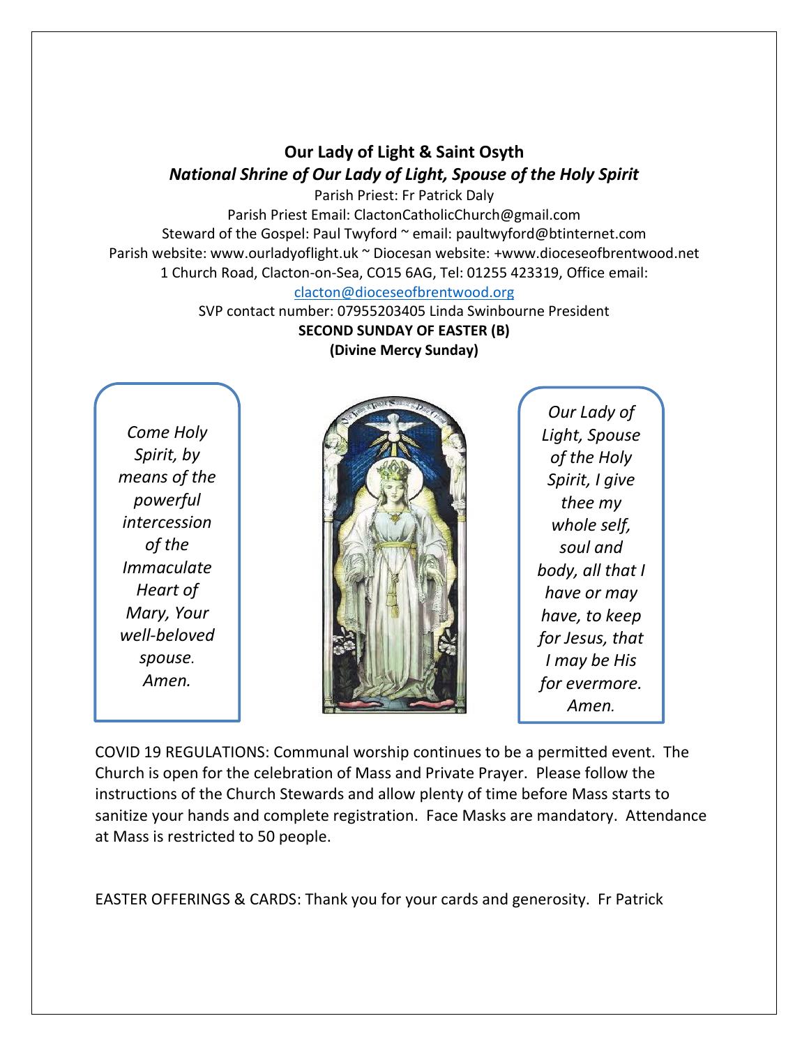# Our Lady of Light & Saint Osyth

## *National Shrine of Our Lady of Light, Spouse of the Holy Spirit*

Parish Priest: Fr Patrick Daly
Parish Priest Email: ClactonCatholicChurch@gmail.com
Steward of the Gospel: Paul Twyford ~ email: paultwyford@btinternet.com
Parish website: www.ourladyoflight.uk ~ Diocesan website: +www.dioceseofbrentwood.net
1 Church Road, Clacton-on-Sea, CO15 6AG, Tel: 01255 423319, Office email: clacton@dioceseofbrentwood.org
SVP contact number: 07955203405 Linda Swinbourne President

**SECOND SUNDAY OF EASTER (B)**
**(Divine Mercy Sunday)**

*Come Holy Spirit, by means of the powerful intercession of the Immaculate Heart of Mary, Your well-beloved spouse. Amen.*

*Our Lady of Light, Spouse of the Holy Spirit, I give thee my whole self, soul and body, all that I have or may have, to keep for Jesus, that I may be His for evermore. Amen.*

COVID 19 REGULATIONS: Communal worship continues to be a permitted event. The Church is open for the celebration of Mass and Private Prayer. Please follow the instructions of the Church Stewards and allow plenty of time before Mass starts to sanitize your hands and complete registration. Face Masks are mandatory. Attendance at Mass is restricted to 50 people.

EASTER OFFERINGS & CARDS: Thank you for your cards and generosity. Fr Patrick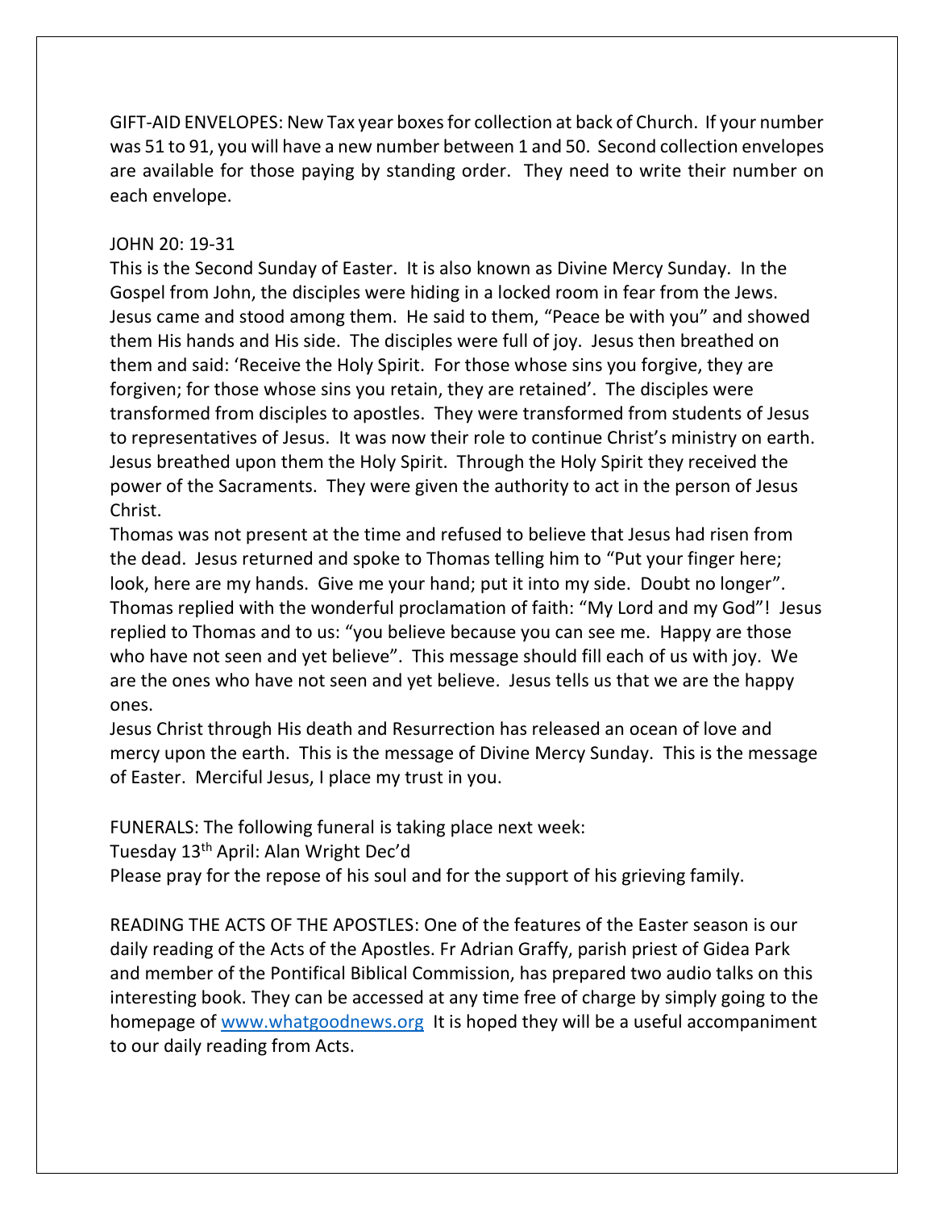GIFT-AID ENVELOPES: New Tax year boxes for collection at back of Church. If your number was 51 to 91, you will have a new number between 1 and 50. Second collection envelopes are available for those paying by standing order. They need to write their number on each envelope.

JOHN 20: 19-31

This is the Second Sunday of Easter. It is also known as Divine Mercy Sunday. In the Gospel from John, the disciples were hiding in a locked room in fear from the Jews. Jesus came and stood among them. He said to them, "Peace be with you" and showed them His hands and His side. The disciples were full of joy. Jesus then breathed on them and said: 'Receive the Holy Spirit. For those whose sins you forgive, they are forgiven; for those whose sins you retain, they are retained'. The disciples were transformed from disciples to apostles. They were transformed from students of Jesus to representatives of Jesus. It was now their role to continue Christ's ministry on earth. Jesus breathed upon them the Holy Spirit. Through the Holy Spirit they received the power of the Sacraments. They were given the authority to act in the person of Jesus Christ.

Thomas was not present at the time and refused to believe that Jesus had risen from the dead. Jesus returned and spoke to Thomas telling him to "Put your finger here; look, here are my hands. Give me your hand; put it into my side. Doubt no longer". Thomas replied with the wonderful proclamation of faith: "My Lord and my God"! Jesus replied to Thomas and to us: "you believe because you can see me. Happy are those who have not seen and yet believe". This message should fill each of us with joy. We are the ones who have not seen and yet believe. Jesus tells us that we are the happy ones.

Jesus Christ through His death and Resurrection has released an ocean of love and mercy upon the earth. This is the message of Divine Mercy Sunday. This is the message of Easter. Merciful Jesus, I place my trust in you.

FUNERALS: The following funeral is taking place next week:

Tuesday 13th April: Alan Wright Dec'd

Please pray for the repose of his soul and for the support of his grieving family.

READING THE ACTS OF THE APOSTLES: One of the features of the Easter season is our daily reading of the Acts of the Apostles. Fr Adrian Graffy, parish priest of Gidea Park and member of the Pontifical Biblical Commission, has prepared two audio talks on this interesting book. They can be accessed at any time free of charge by simply going to the homepage of [www.whatgoodnews.org](http://www.whatgoodnews.org) It is hoped they will be a useful accompaniment to our daily reading from Acts.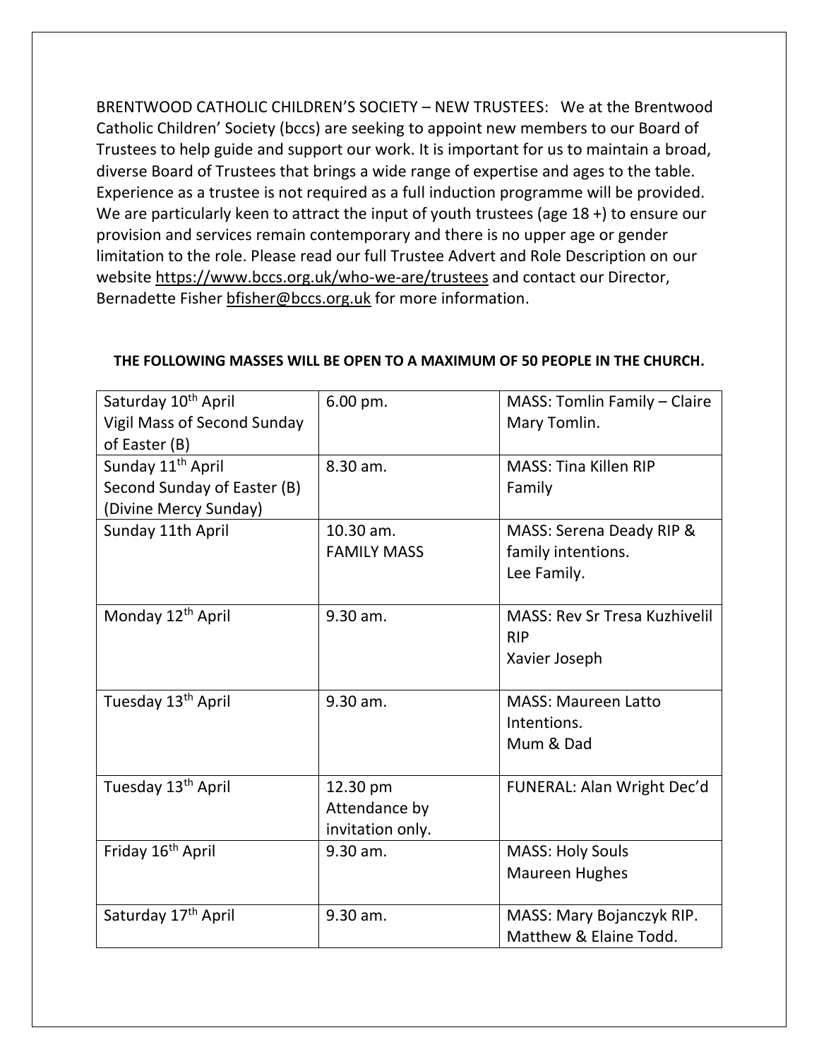BRENTWOOD CATHOLIC CHILDREN'S SOCIETY – NEW TRUSTEES: We at the Brentwood Catholic Children' Society (bccs) are seeking to appoint new members to our Board of Trustees to help guide and support our work. It is important for us to maintain a broad, diverse Board of Trustees that brings a wide range of expertise and ages to the table. Experience as a trustee is not required as a full induction programme will be provided. We are particularly keen to attract the input of youth trustees (age 18 +) to ensure our provision and services remain contemporary and there is no upper age or gender limitation to the role. Please read our full Trustee Advert and Role Description on our website https://www.bccs.org.uk/who-we-are/trustees and contact our Director, Bernadette Fisher bfisher@bccs.org.uk for more information.

**THE FOLLOWING MASSES WILL BE OPEN TO A MAXIMUM OF 50 PEOPLE IN THE CHURCH.**

| | | |
|---|---|---|
| Saturday 10th April Vigil Mass of Second Sunday of Easter (B) | 6.00 pm. | MASS: Tomlin Family – Claire Mary Tomlin. |
| Sunday 11th April Second Sunday of Easter (B) (Divine Mercy Sunday) | 8.30 am. | MASS: Tina Killen RIP Family |
| Sunday 11th April | 10.30 am. FAMILY MASS | MASS: Serena Deady RIP & family intentions. Lee Family. |
| Monday 12th April | 9.30 am. | MASS: Rev Sr Tresa Kuzhivelil RIP Xavier Joseph |
| Tuesday 13th April | 9.30 am. | MASS: Maureen Latto Intentions. Mum & Dad |
| Tuesday 13th April | 12.30 pm Attendance by invitation only. | FUNERAL: Alan Wright Dec'd |
| Friday 16th April | 9.30 am. | MASS: Holy Souls Maureen Hughes |
| Saturday 17th April | 9.30 am. | MASS: Mary Bojanczyk RIP. Matthew & Elaine Todd. |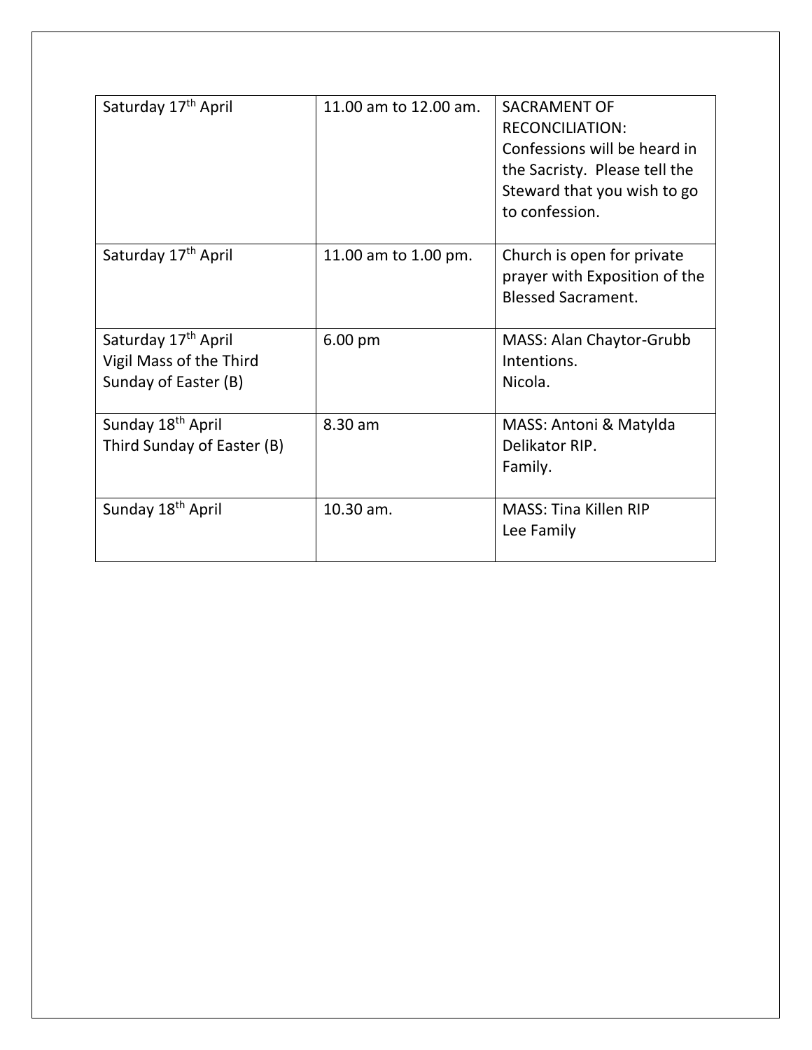| | | |
|---|---|---|
| Saturday 17th April | 11.00 am to 12.00 am. | SACRAMENT OF RECONCILIATION: Confessions will be heard in the Sacristy. Please tell the Steward that you wish to go to confession. |
| Saturday 17th April | 11.00 am to 1.00 pm. | Church is open for private prayer with Exposition of the Blessed Sacrament. |
| Saturday 17th April<br>Vigil Mass of the Third Sunday of Easter (B) | 6.00 pm | MASS: Alan Chaytor-Grubb Intentions.<br>Nicola. |
| Sunday 18th April<br>Third Sunday of Easter (B) | 8.30 am | MASS: Antoni & Matylda Delikator RIP.<br>Family. |
| Sunday 18th April | 10.30 am. | MASS: Tina Killen RIP<br>Lee Family |